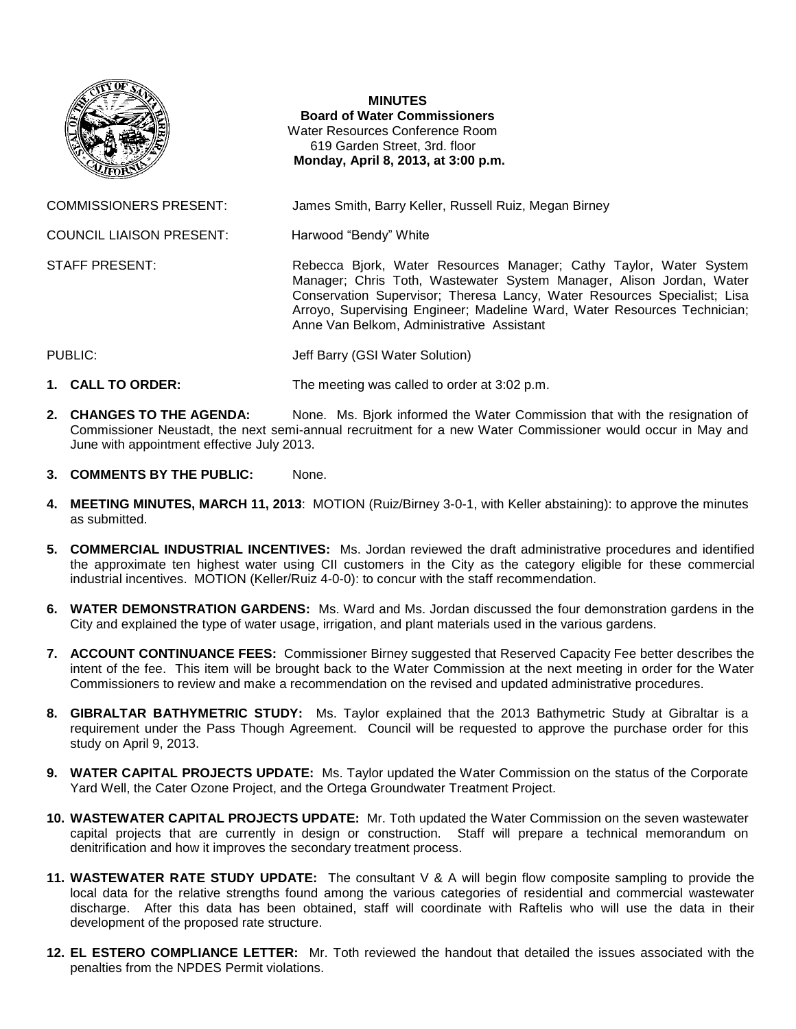**MINUTES**
**Board of Water Commissioners**
Water Resources Conference Room
619 Garden Street, 3rd. floor
**Monday, April 8, 2013, at 3:00 p.m.**

COMMISSIONERS PRESENT: James Smith, Barry Keller, Russell Ruiz, Megan Birney

COUNCIL LIAISON PRESENT: Harwood "Bendy" White

STAFF PRESENT: Rebecca Bjork, Water Resources Manager; Cathy Taylor, Water System Manager; Chris Toth, Wastewater System Manager, Alison Jordan, Water Conservation Supervisor; Theresa Lancy, Water Resources Specialist; Lisa Arroyo, Supervising Engineer; Madeline Ward, Water Resources Technician; Anne Van Belkom, Administrative Assistant

PUBLIC: Jeff Barry (GSI Water Solution)

1. **CALL TO ORDER:** The meeting was called to order at 3:02 p.m.

2. **CHANGES TO THE AGENDA:** None. Ms. Bjork informed the Water Commission that with the resignation of Commissioner Neustadt, the next semi-annual recruitment for a new Water Commissioner would occur in May and June with appointment effective July 2013.

3. **COMMENTS BY THE PUBLIC:** None.

4. **MEETING MINUTES, MARCH 11, 2013**: MOTION (Ruiz/Birney 3-0-1, with Keller abstaining): to approve the minutes as submitted.

5. **COMMERCIAL INDUSTRIAL INCENTIVES:** Ms. Jordan reviewed the draft administrative procedures and identified the approximate ten highest water using CII customers in the City as the category eligible for these commercial industrial incentives. MOTION (Keller/Ruiz 4-0-0): to concur with the staff recommendation.

6. **WATER DEMONSTRATION GARDENS:** Ms. Ward and Ms. Jordan discussed the four demonstration gardens in the City and explained the type of water usage, irrigation, and plant materials used in the various gardens.

7. **ACCOUNT CONTINUANCE FEES:** Commissioner Birney suggested that Reserved Capacity Fee better describes the intent of the fee. This item will be brought back to the Water Commission at the next meeting in order for the Water Commissioners to review and make a recommendation on the revised and updated administrative procedures.

8. **GIBRALTAR BATHYMETRIC STUDY:** Ms. Taylor explained that the 2013 Bathymetric Study at Gibraltar is a requirement under the Pass Though Agreement. Council will be requested to approve the purchase order for this study on April 9, 2013.

9. **WATER CAPITAL PROJECTS UPDATE:** Ms. Taylor updated the Water Commission on the status of the Corporate Yard Well, the Cater Ozone Project, and the Ortega Groundwater Treatment Project.

10. **WASTEWATER CAPITAL PROJECTS UPDATE:** Mr. Toth updated the Water Commission on the seven wastewater capital projects that are currently in design or construction. Staff will prepare a technical memorandum on denitrification and how it improves the secondary treatment process.

11. **WASTEWATER RATE STUDY UPDATE:** The consultant V & A will begin flow composite sampling to provide the local data for the relative strengths found among the various categories of residential and commercial wastewater discharge. After this data has been obtained, staff will coordinate with Raftelis who will use the data in their development of the proposed rate structure.

12. **EL ESTERO COMPLIANCE LETTER:** Mr. Toth reviewed the handout that detailed the issues associated with the penalties from the NPDES Permit violations.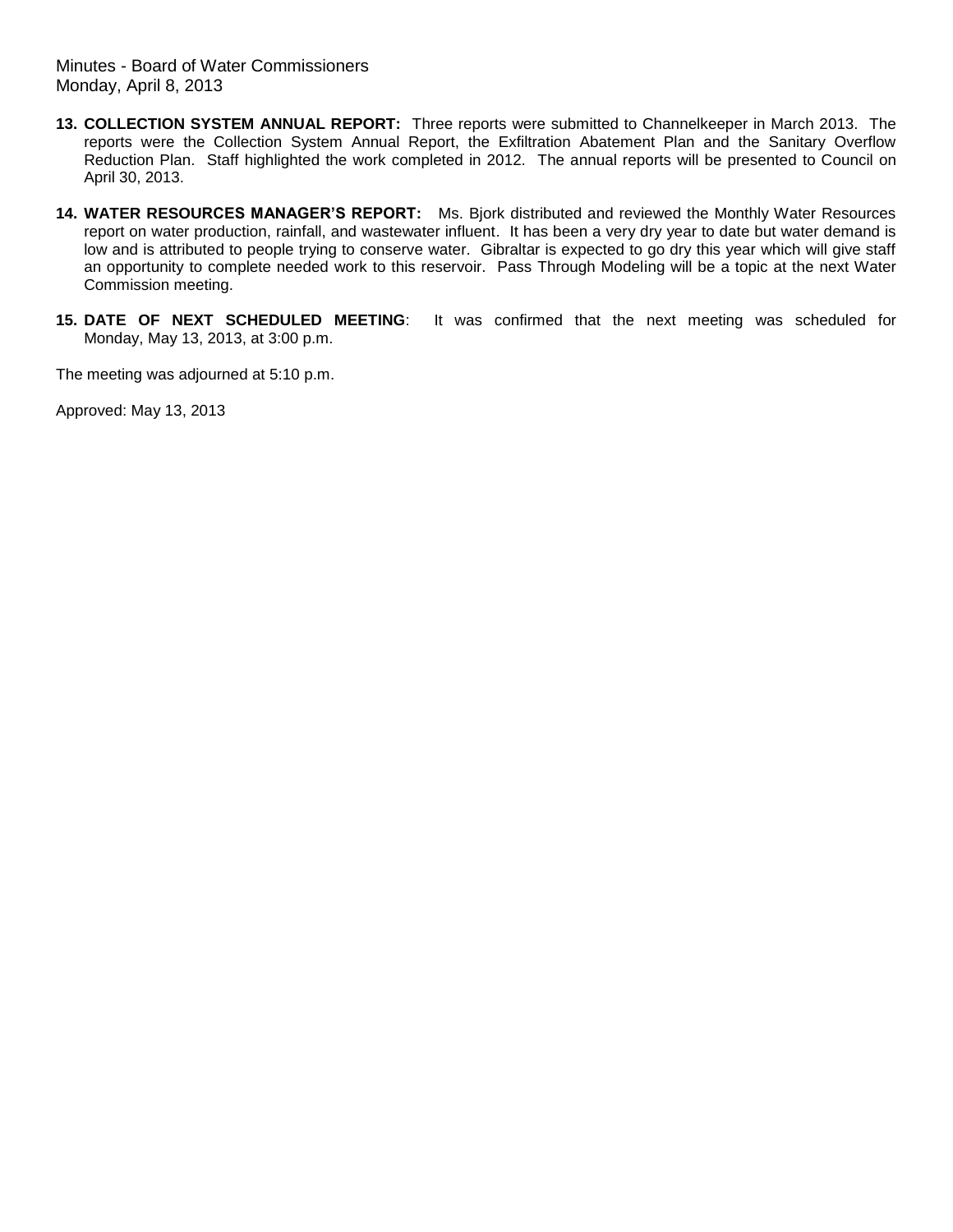13. **COLLECTION SYSTEM ANNUAL REPORT:** Three reports were submitted to Channelkeeper in March 2013. The reports were the Collection System Annual Report, the Exfiltration Abatement Plan and the Sanitary Overflow Reduction Plan. Staff highlighted the work completed in 2012. The annual reports will be presented to Council on April 30, 2013.

14. **WATER RESOURCES MANAGER'S REPORT:** Ms. Bjork distributed and reviewed the Monthly Water Resources report on water production, rainfall, and wastewater influent. It has been a very dry year to date but water demand is low and is attributed to people trying to conserve water. Gibraltar is expected to go dry this year which will give staff an opportunity to complete needed work to this reservoir. Pass Through Modeling will be a topic at the next Water Commission meeting.

15. **DATE OF NEXT SCHEDULED MEETING**: It was confirmed that the next meeting was scheduled for Monday, May 13, 2013, at 3:00 p.m.

The meeting was adjourned at 5:10 p.m.

Approved: May 13, 2013